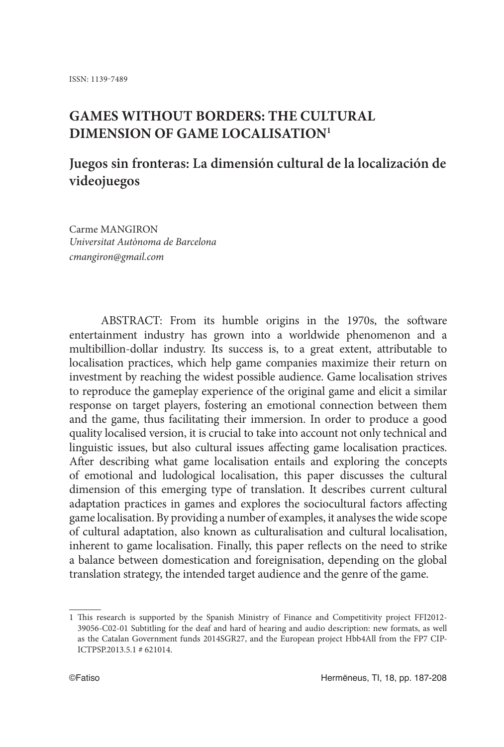ISSN: 1139-7489

# GAMES WITHOUT BORDERS: THE CULTURAL DIMENSION OF GAME LOCALISATION[1]

## Juegos sin fronteras: La dimensión cultural de la localización de videojuegos

Carme MANGIRON  
*Universitat Autònoma de Barcelona*  
*cmangiron@gmail.com*

ABSTRACT: From its humble origins in the 1970s, the software entertainment industry has grown into a worldwide phenomenon and a multibillion-dollar industry. Its success is, to a great extent, attributable to localisation practices, which help game companies maximize their return on investment by reaching the widest possible audience. Game localisation strives to reproduce the gameplay experience of the original game and elicit a similar response on target players, fostering an emotional connection between them and the game, thus facilitating their immersion. In order to produce a good quality localised version, it is crucial to take into account not only technical and linguistic issues, but also cultural issues affecting game localisation practices. After describing what game localisation entails and exploring the concepts of emotional and ludological localisation, this paper discusses the cultural dimension of this emerging type of translation. It describes current cultural adaptation practices in games and explores the sociocultural factors affecting game localisation. By providing a number of examples, it analyses the wide scope of cultural adaptation, also known as culturalisation and cultural localisation, inherent to game localisation. Finally, this paper reflects on the need to strike a balance between domestication and foreignisation, depending on the global translation strategy, the intended target audience and the genre of the game.

---

[1] This research is supported by the Spanish Ministry of Finance and Competitivity project FFI2012-39056-C02-01 Subtitling for the deaf and hard of hearing and audio description: new formats, as well as the Catalan Government funds 2014SGR27, and the European project Hbb4All from the FP7 CIP-ICTPSP.2013.5.1 # 621014.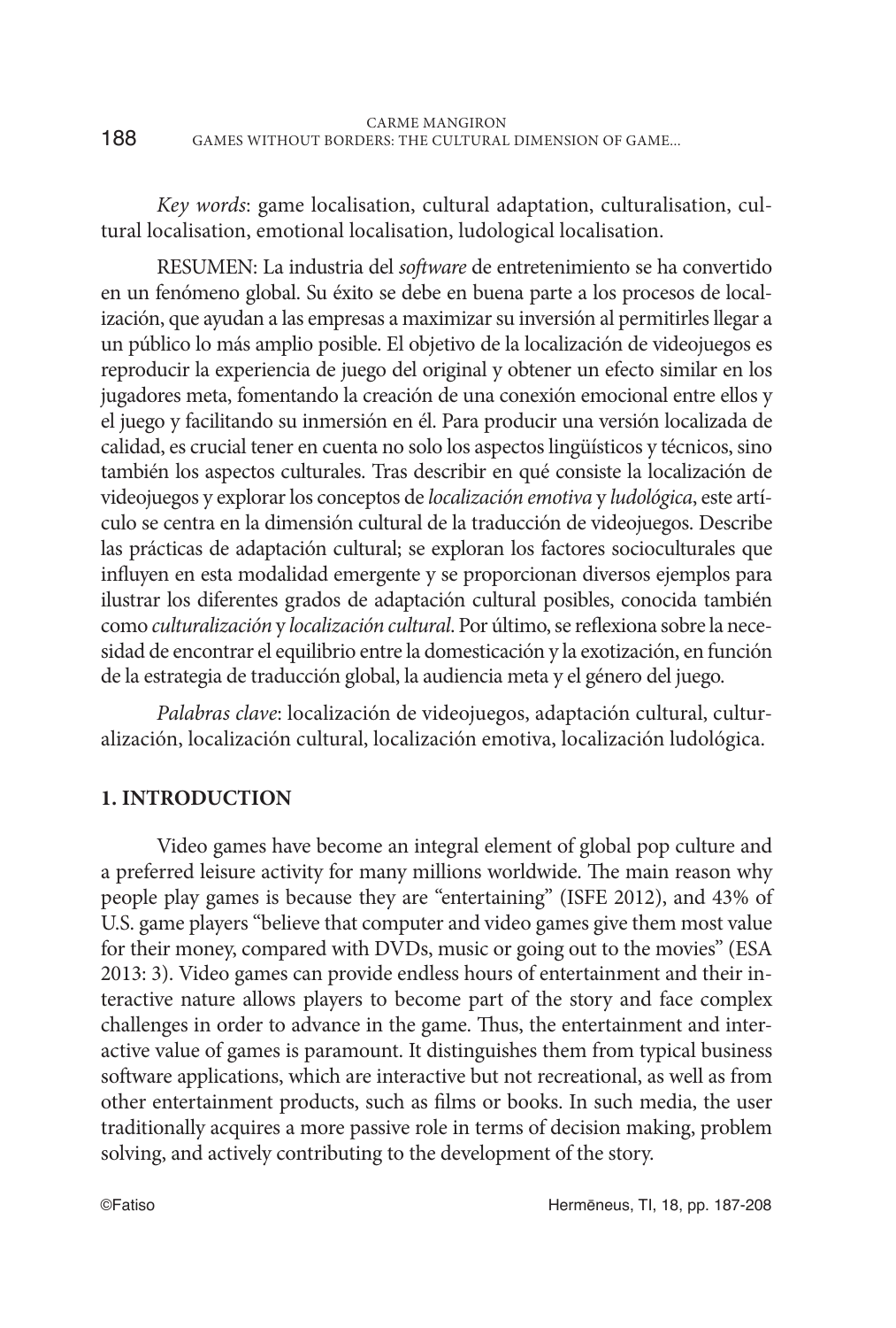*Key words*: game localisation, cultural adaptation, culturalisation, cultural localisation, emotional localisation, ludological localisation.

RESUMEN: La industria del *software* de entretenimiento se ha convertido en un fenómeno global. Su éxito se debe en buena parte a los procesos de localización, que ayudan a las empresas a maximizar su inversión al permitirles llegar a un público lo más amplio posible. El objetivo de la localización de videojuegos es reproducir la experiencia de juego del original y obtener un efecto similar en los jugadores meta, fomentando la creación de una conexión emocional entre ellos y el juego y facilitando su inmersión en él. Para producir una versión localizada de calidad, es crucial tener en cuenta no solo los aspectos lingüísticos y técnicos, sino también los aspectos culturales. Tras describir en qué consiste la localización de videojuegos y explorar los conceptos de *localización emotiva* y *ludológica*, este artículo se centra en la dimensión cultural de la traducción de videojuegos. Describe las prácticas de adaptación cultural; se exploran los factores socioculturales que influyen en esta modalidad emergente y se proporcionan diversos ejemplos para ilustrar los diferentes grados de adaptación cultural posibles, conocida también como *culturalización* y *localización cultural*. Por último, se reflexiona sobre la necesidad de encontrar el equilibrio entre la domesticación y la exotización, en función de la estrategia de traducción global, la audiencia meta y el género del juego.

*Palabras clave*: localización de videojuegos, adaptación cultural, culturalización, localización cultural, localización emotiva, localización ludológica.

## 1. INTRODUCTION

Video games have become an integral element of global pop culture and a preferred leisure activity for many millions worldwide. The main reason why people play games is because they are "entertaining" (ISFE 2012), and 43% of U.S. game players "believe that computer and video games give them most value for their money, compared with DVDs, music or going out to the movies" (ESA 2013: 3). Video games can provide endless hours of entertainment and their interactive nature allows players to become part of the story and face complex challenges in order to advance in the game. Thus, the entertainment and interactive value of games is paramount. It distinguishes them from typical business software applications, which are interactive but not recreational, as well as from other entertainment products, such as films or books. In such media, the user traditionally acquires a more passive role in terms of decision making, problem solving, and actively contributing to the development of the story.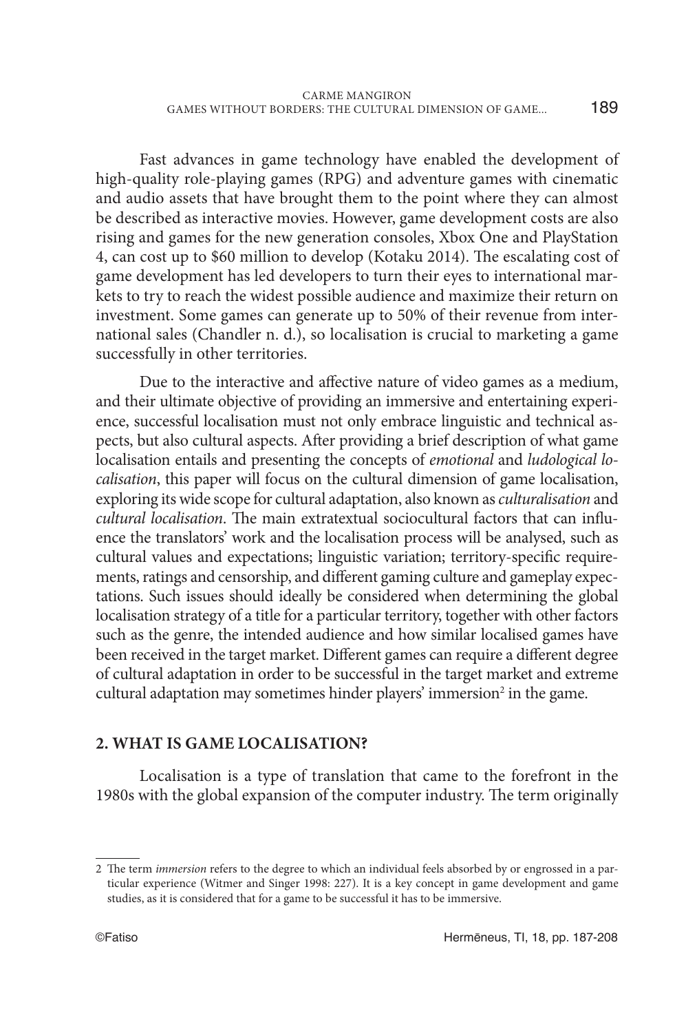Fast advances in game technology have enabled the development of high-quality role-playing games (RPG) and adventure games with cinematic and audio assets that have brought them to the point where they can almost be described as interactive movies. However, game development costs are also rising and games for the new generation consoles, Xbox One and PlayStation 4, can cost up to $60 million to develop (Kotaku 2014). The escalating cost of game development has led developers to turn their eyes to international markets to try to reach the widest possible audience and maximize their return on investment. Some games can generate up to 50% of their revenue from international sales (Chandler n. d.), so localisation is crucial to marketing a game successfully in other territories.

Due to the interactive and affective nature of video games as a medium, and their ultimate objective of providing an immersive and entertaining experience, successful localisation must not only embrace linguistic and technical aspects, but also cultural aspects. After providing a brief description of what game localisation entails and presenting the concepts of *emotional* and *ludological localisation*, this paper will focus on the cultural dimension of game localisation, exploring its wide scope for cultural adaptation, also known as *culturalisation* and *cultural localisation*. The main extratextual sociocultural factors that can influence the translators' work and the localisation process will be analysed, such as cultural values and expectations; linguistic variation; territory-specific requirements, ratings and censorship, and different gaming culture and gameplay expectations. Such issues should ideally be considered when determining the global localisation strategy of a title for a particular territory, together with other factors such as the genre, the intended audience and how similar localised games have been received in the target market. Different games can require a different degree of cultural adaptation in order to be successful in the target market and extreme cultural adaptation may sometimes hinder players' immersion[2] in the game.

## 2. WHAT IS GAME LOCALISATION?

Localisation is a type of translation that came to the forefront in the 1980s with the global expansion of the computer industry. The term originally

---

2 The term *immersion* refers to the degree to which an individual feels absorbed by or engrossed in a particular experience (Witmer and Singer 1998: 227). It is a key concept in game development and game studies, as it is considered that for a game to be successful it has to be immersive.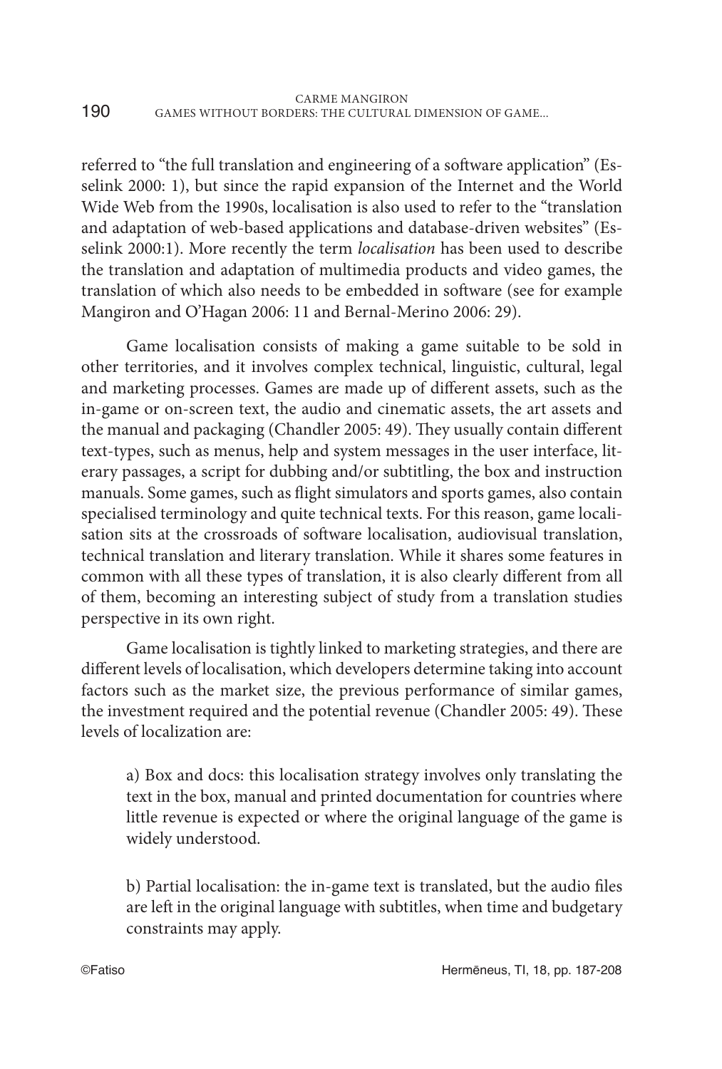referred to "the full translation and engineering of a software application" (Esselink 2000: 1), but since the rapid expansion of the Internet and the World Wide Web from the 1990s, localisation is also used to refer to the "translation and adaptation of web-based applications and database-driven websites" (Esselink 2000:1). More recently the term *localisation* has been used to describe the translation and adaptation of multimedia products and video games, the translation of which also needs to be embedded in software (see for example Mangiron and O'Hagan 2006: 11 and Bernal-Merino 2006: 29).

Game localisation consists of making a game suitable to be sold in other territories, and it involves complex technical, linguistic, cultural, legal and marketing processes. Games are made up of different assets, such as the in-game or on-screen text, the audio and cinematic assets, the art assets and the manual and packaging (Chandler 2005: 49). They usually contain different text-types, such as menus, help and system messages in the user interface, literary passages, a script for dubbing and/or subtitling, the box and instruction manuals. Some games, such as flight simulators and sports games, also contain specialised terminology and quite technical texts. For this reason, game localisation sits at the crossroads of software localisation, audiovisual translation, technical translation and literary translation. While it shares some features in common with all these types of translation, it is also clearly different from all of them, becoming an interesting subject of study from a translation studies perspective in its own right.

Game localisation is tightly linked to marketing strategies, and there are different levels of localisation, which developers determine taking into account factors such as the market size, the previous performance of similar games, the investment required and the potential revenue (Chandler 2005: 49). These levels of localization are:

a) Box and docs: this localisation strategy involves only translating the text in the box, manual and printed documentation for countries where little revenue is expected or where the original language of the game is widely understood.

b) Partial localisation: the in-game text is translated, but the audio files are left in the original language with subtitles, when time and budgetary constraints may apply.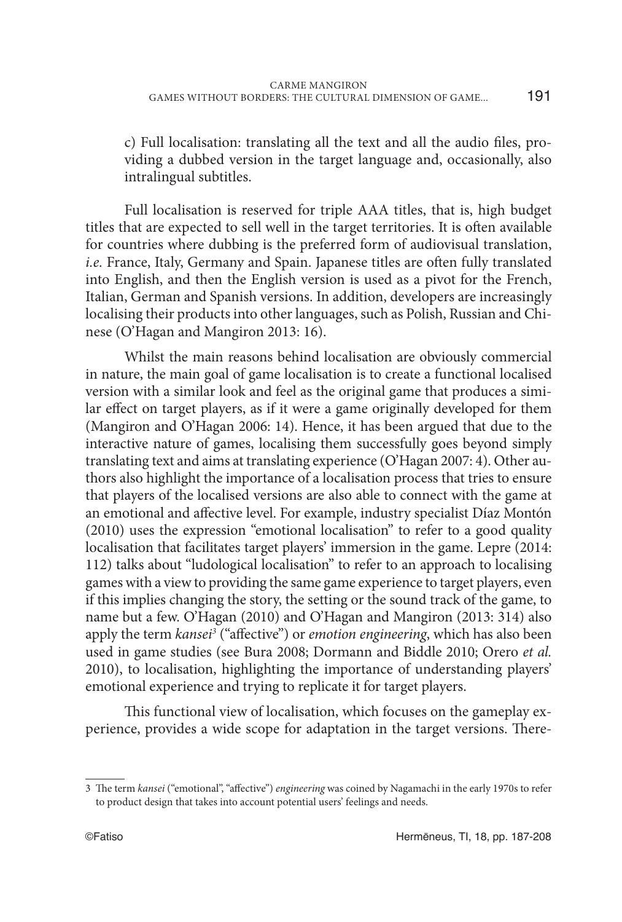c) Full localisation: translating all the text and all the audio files, providing a dubbed version in the target language and, occasionally, also intralingual subtitles.

Full localisation is reserved for triple AAA titles, that is, high budget titles that are expected to sell well in the target territories. It is often available for countries where dubbing is the preferred form of audiovisual translation, *i.e.* France, Italy, Germany and Spain. Japanese titles are often fully translated into English, and then the English version is used as a pivot for the French, Italian, German and Spanish versions. In addition, developers are increasingly localising their products into other languages, such as Polish, Russian and Chinese (O'Hagan and Mangiron 2013: 16).

Whilst the main reasons behind localisation are obviously commercial in nature, the main goal of game localisation is to create a functional localised version with a similar look and feel as the original game that produces a similar effect on target players, as if it were a game originally developed for them (Mangiron and O'Hagan 2006: 14). Hence, it has been argued that due to the interactive nature of games, localising them successfully goes beyond simply translating text and aims at translating experience (O'Hagan 2007: 4). Other authors also highlight the importance of a localisation process that tries to ensure that players of the localised versions are also able to connect with the game at an emotional and affective level. For example, industry specialist Díaz Montón (2010) uses the expression "emotional localisation" to refer to a good quality localisation that facilitates target players' immersion in the game. Lepre (2014: 112) talks about "ludological localisation" to refer to an approach to localising games with a view to providing the same game experience to target players, even if this implies changing the story, the setting or the sound track of the game, to name but a few. O'Hagan (2010) and O'Hagan and Mangiron (2013: 314) also apply the term *kansei*[3] ("affective") or *emotion engineering*, which has also been used in game studies (see Bura 2008; Dormann and Biddle 2010; Orero *et al.* 2010), to localisation, highlighting the importance of understanding players' emotional experience and trying to replicate it for target players.

This functional view of localisation, which focuses on the gameplay experience, provides a wide scope for adaptation in the target versions. There-

3 The term *kansei* ("emotional", "affective") *engineering* was coined by Nagamachi in the early 1970s to refer to product design that takes into account potential users' feelings and needs.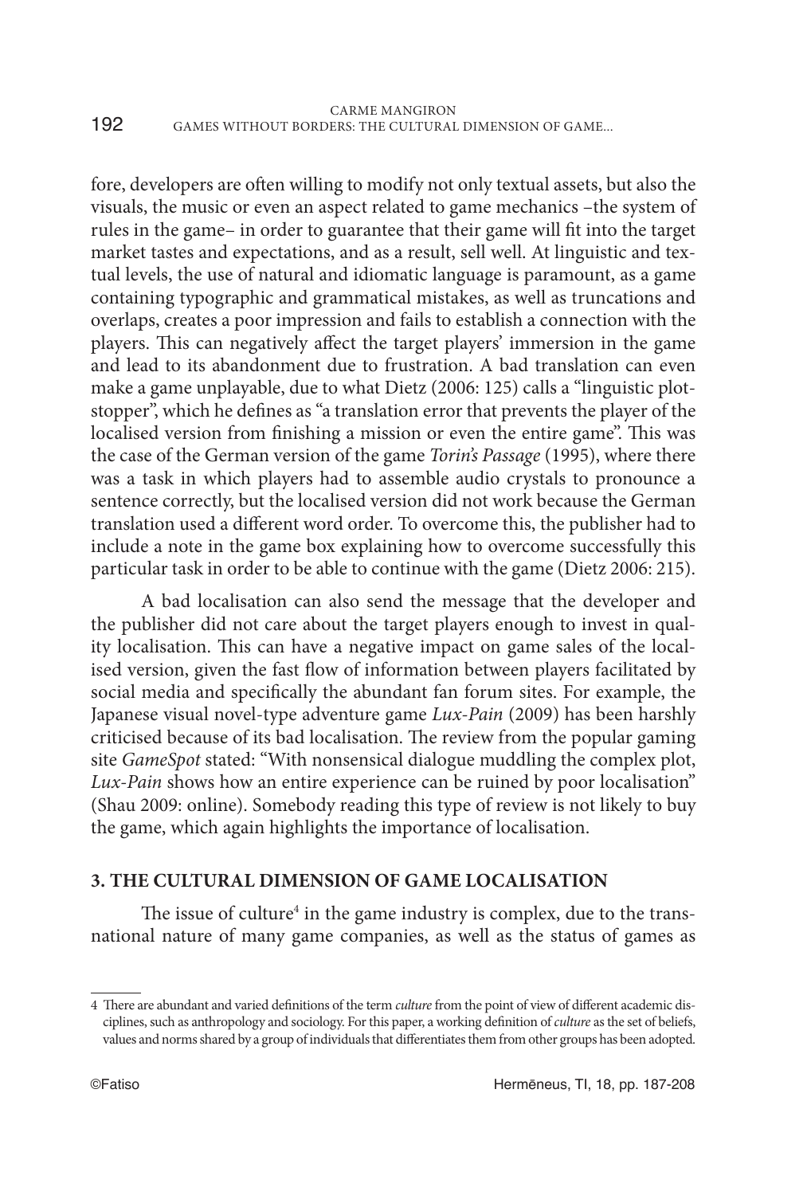fore, developers are often willing to modify not only textual assets, but also the visuals, the music or even an aspect related to game mechanics –the system of rules in the game– in order to guarantee that their game will fit into the target market tastes and expectations, and as a result, sell well. At linguistic and textual levels, the use of natural and idiomatic language is paramount, as a game containing typographic and grammatical mistakes, as well as truncations and overlaps, creates a poor impression and fails to establish a connection with the players. This can negatively affect the target players' immersion in the game and lead to its abandonment due to frustration. A bad translation can even make a game unplayable, due to what Dietz (2006: 125) calls a "linguistic plot-stopper", which he defines as "a translation error that prevents the player of the localised version from finishing a mission or even the entire game". This was the case of the German version of the game *Torin's Passage* (1995), where there was a task in which players had to assemble audio crystals to pronounce a sentence correctly, but the localised version did not work because the German translation used a different word order. To overcome this, the publisher had to include a note in the game box explaining how to overcome successfully this particular task in order to be able to continue with the game (Dietz 2006: 215).

A bad localisation can also send the message that the developer and the publisher did not care about the target players enough to invest in quality localisation. This can have a negative impact on game sales of the localised version, given the fast flow of information between players facilitated by social media and specifically the abundant fan forum sites. For example, the Japanese visual novel-type adventure game *Lux-Pain* (2009) has been harshly criticised because of its bad localisation. The review from the popular gaming site *GameSpot* stated: "With nonsensical dialogue muddling the complex plot, *Lux-Pain* shows how an entire experience can be ruined by poor localisation" (Shau 2009: online). Somebody reading this type of review is not likely to buy the game, which again highlights the importance of localisation.

## 3. THE CULTURAL DIMENSION OF GAME LOCALISATION

The issue of culture[4] in the game industry is complex, due to the transnational nature of many game companies, as well as the status of games as

4 There are abundant and varied definitions of the term *culture* from the point of view of different academic disciplines, such as anthropology and sociology. For this paper, a working definition of *culture* as the set of beliefs, values and norms shared by a group of individuals that differentiates them from other groups has been adopted.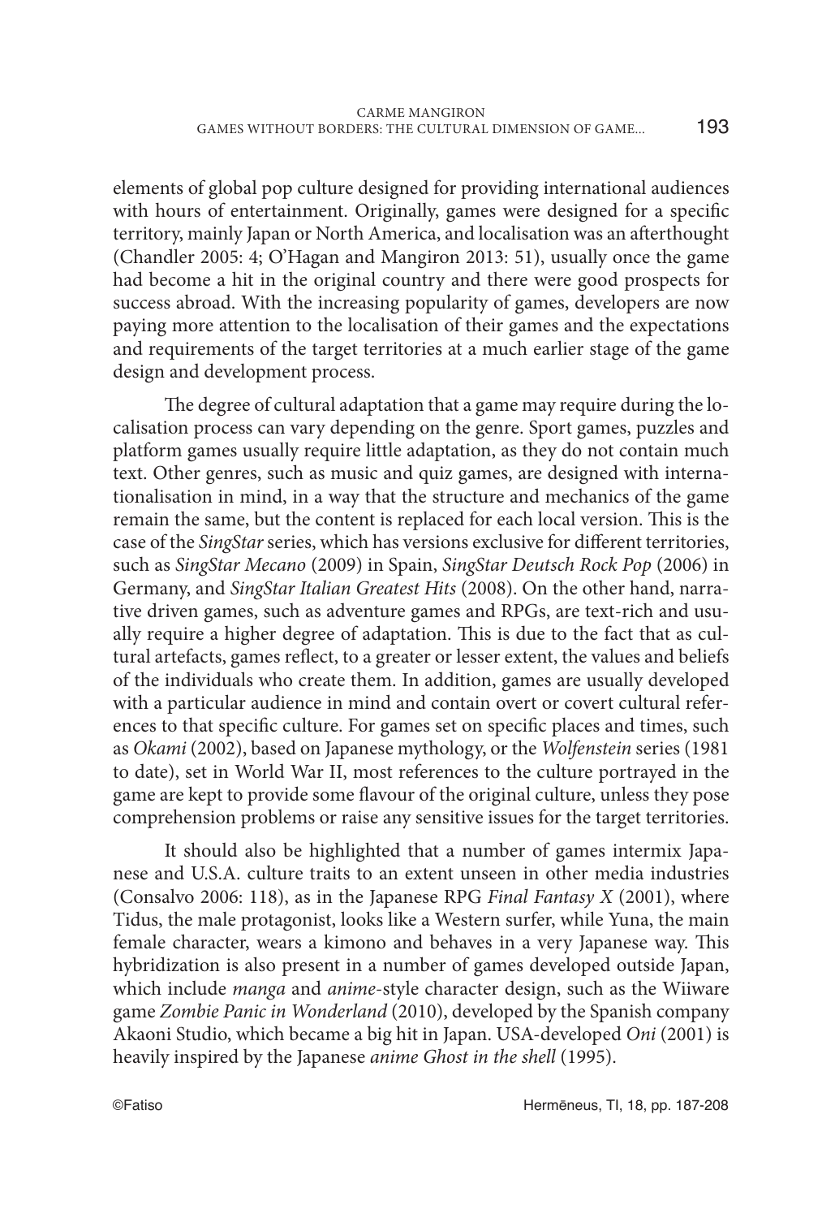elements of global pop culture designed for providing international audiences with hours of entertainment. Originally, games were designed for a specific territory, mainly Japan or North America, and localisation was an afterthought (Chandler 2005: 4; O'Hagan and Mangiron 2013: 51), usually once the game had become a hit in the original country and there were good prospects for success abroad. With the increasing popularity of games, developers are now paying more attention to the localisation of their games and the expectations and requirements of the target territories at a much earlier stage of the game design and development process.

The degree of cultural adaptation that a game may require during the localisation process can vary depending on the genre. Sport games, puzzles and platform games usually require little adaptation, as they do not contain much text. Other genres, such as music and quiz games, are designed with internationalisation in mind, in a way that the structure and mechanics of the game remain the same, but the content is replaced for each local version. This is the case of the *SingStar* series, which has versions exclusive for different territories, such as *SingStar Mecano* (2009) in Spain, *SingStar Deutsch Rock Pop* (2006) in Germany, and *SingStar Italian Greatest Hits* (2008). On the other hand, narrative driven games, such as adventure games and RPGs, are text-rich and usually require a higher degree of adaptation. This is due to the fact that as cultural artefacts, games reflect, to a greater or lesser extent, the values and beliefs of the individuals who create them. In addition, games are usually developed with a particular audience in mind and contain overt or covert cultural references to that specific culture. For games set on specific places and times, such as *Okami* (2002), based on Japanese mythology, or the *Wolfenstein* series (1981 to date), set in World War II, most references to the culture portrayed in the game are kept to provide some flavour of the original culture, unless they pose comprehension problems or raise any sensitive issues for the target territories.

It should also be highlighted that a number of games intermix Japanese and U.S.A. culture traits to an extent unseen in other media industries (Consalvo 2006: 118), as in the Japanese RPG *Final Fantasy X* (2001), where Tidus, the male protagonist, looks like a Western surfer, while Yuna, the main female character, wears a kimono and behaves in a very Japanese way. This hybridization is also present in a number of games developed outside Japan, which include *manga* and *anime*-style character design, such as the Wiiware game *Zombie Panic in Wonderland* (2010), developed by the Spanish company Akaoni Studio, which became a big hit in Japan. USA-developed *Oni* (2001) is heavily inspired by the Japanese *anime Ghost in the shell* (1995).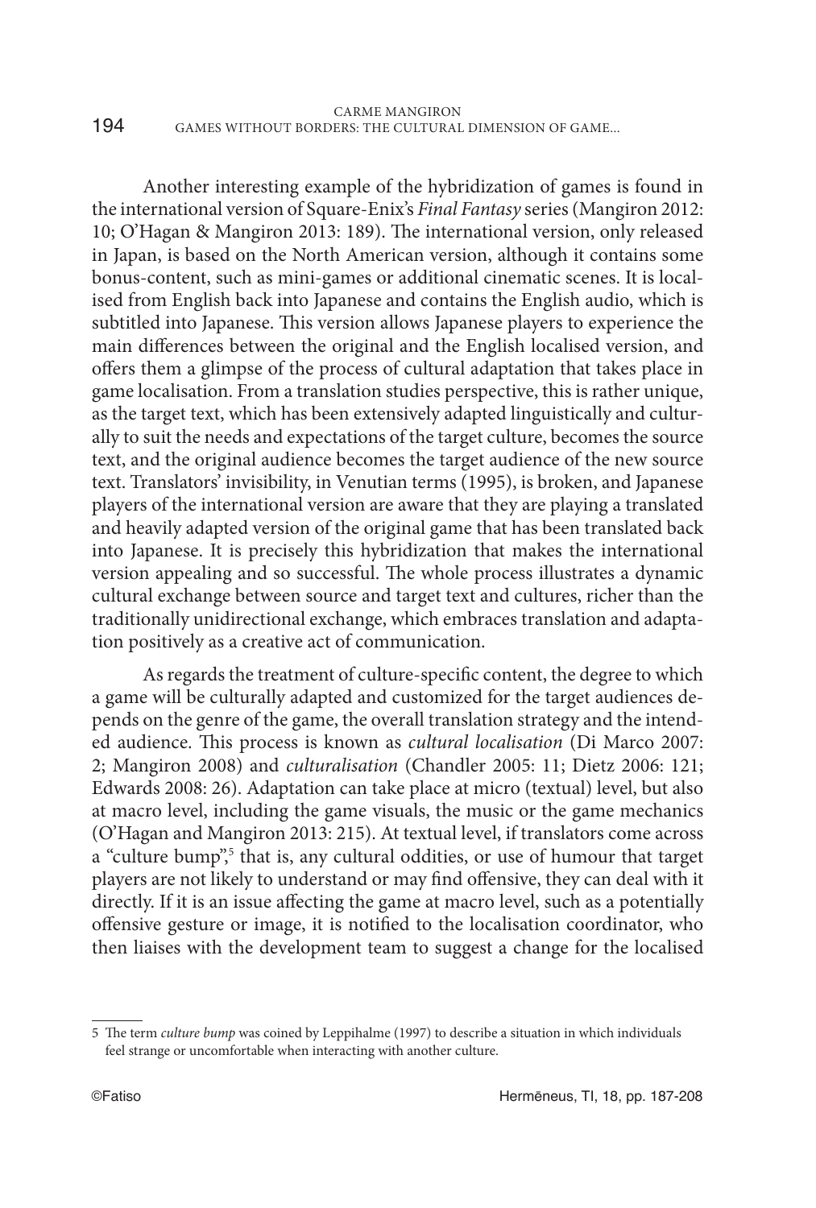Another interesting example of the hybridization of games is found in the international version of Square-Enix's *Final Fantasy* series (Mangiron 2012: 10; O'Hagan & Mangiron 2013: 189). The international version, only released in Japan, is based on the North American version, although it contains some bonus-content, such as mini-games or additional cinematic scenes. It is localised from English back into Japanese and contains the English audio, which is subtitled into Japanese. This version allows Japanese players to experience the main differences between the original and the English localised version, and offers them a glimpse of the process of cultural adaptation that takes place in game localisation. From a translation studies perspective, this is rather unique, as the target text, which has been extensively adapted linguistically and culturally to suit the needs and expectations of the target culture, becomes the source text, and the original audience becomes the target audience of the new source text. Translators' invisibility, in Venutian terms (1995), is broken, and Japanese players of the international version are aware that they are playing a translated and heavily adapted version of the original game that has been translated back into Japanese. It is precisely this hybridization that makes the international version appealing and so successful. The whole process illustrates a dynamic cultural exchange between source and target text and cultures, richer than the traditionally unidirectional exchange, which embraces translation and adaptation positively as a creative act of communication.

As regards the treatment of culture-specific content, the degree to which a game will be culturally adapted and customized for the target audiences depends on the genre of the game, the overall translation strategy and the intended audience. This process is known as *cultural localisation* (Di Marco 2007: 2; Mangiron 2008) and *culturalisation* (Chandler 2005: 11; Dietz 2006: 121; Edwards 2008: 26). Adaptation can take place at micro (textual) level, but also at macro level, including the game visuals, the music or the game mechanics (O'Hagan and Mangiron 2013: 215). At textual level, if translators come across a "culture bump",[5] that is, any cultural oddities, or use of humour that target players are not likely to understand or may find offensive, they can deal with it directly. If it is an issue affecting the game at macro level, such as a potentially offensive gesture or image, it is notified to the localisation coordinator, who then liaises with the development team to suggest a change for the localised

---

5 The term *culture bump* was coined by Leppihalme (1997) to describe a situation in which individuals feel strange or uncomfortable when interacting with another culture.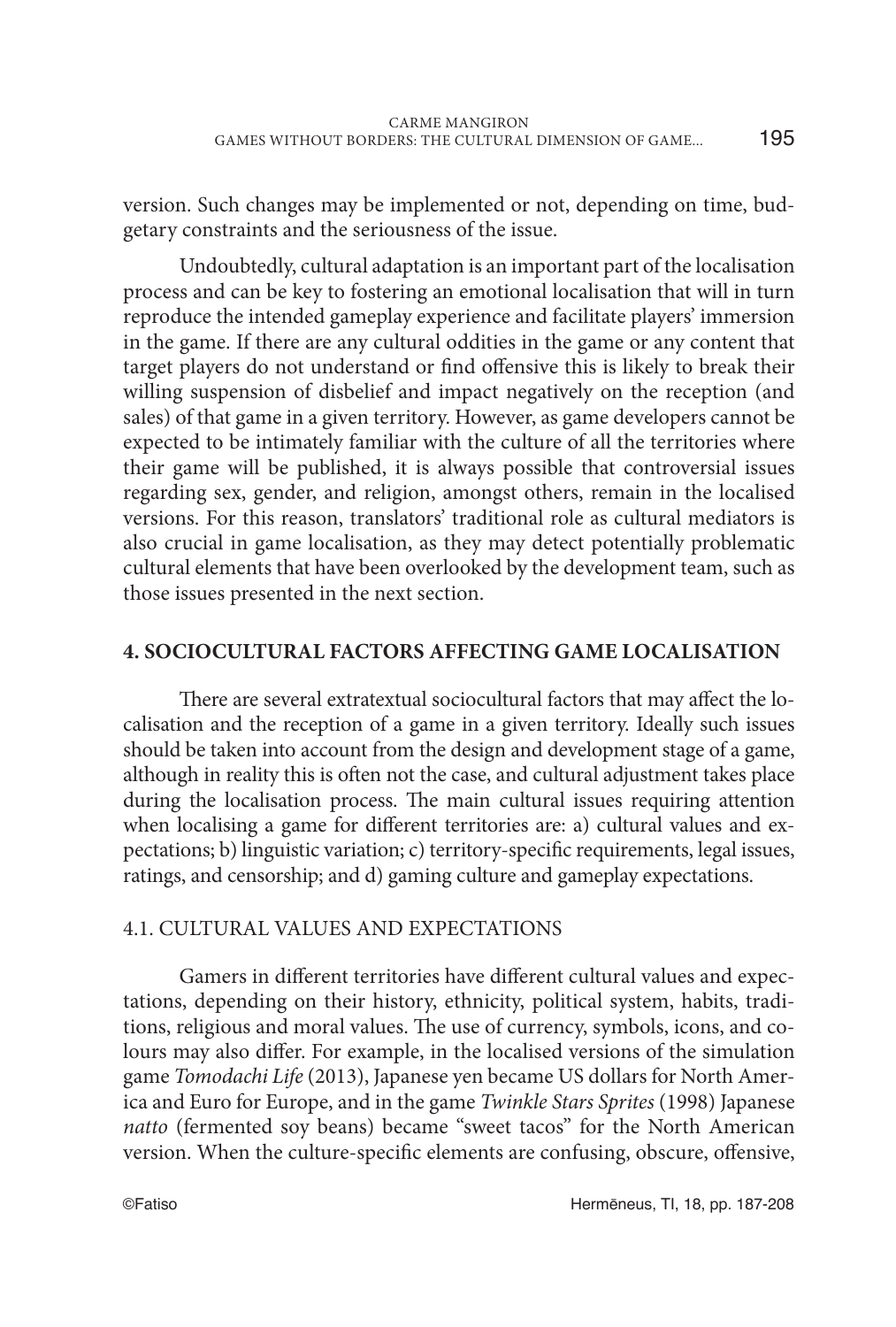version. Such changes may be implemented or not, depending on time, budgetary constraints and the seriousness of the issue.

Undoubtedly, cultural adaptation is an important part of the localisation process and can be key to fostering an emotional localisation that will in turn reproduce the intended gameplay experience and facilitate players' immersion in the game. If there are any cultural oddities in the game or any content that target players do not understand or find offensive this is likely to break their willing suspension of disbelief and impact negatively on the reception (and sales) of that game in a given territory. However, as game developers cannot be expected to be intimately familiar with the culture of all the territories where their game will be published, it is always possible that controversial issues regarding sex, gender, and religion, amongst others, remain in the localised versions. For this reason, translators' traditional role as cultural mediators is also crucial in game localisation, as they may detect potentially problematic cultural elements that have been overlooked by the development team, such as those issues presented in the next section.

## 4. SOCIOCULTURAL FACTORS AFFECTING GAME LOCALISATION

There are several extratextual sociocultural factors that may affect the localisation and the reception of a game in a given territory. Ideally such issues should be taken into account from the design and development stage of a game, although in reality this is often not the case, and cultural adjustment takes place during the localisation process. The main cultural issues requiring attention when localising a game for different territories are: a) cultural values and expectations; b) linguistic variation; c) territory-specific requirements, legal issues, ratings, and censorship; and d) gaming culture and gameplay expectations.

### 4.1. CULTURAL VALUES AND EXPECTATIONS

Gamers in different territories have different cultural values and expectations, depending on their history, ethnicity, political system, habits, traditions, religious and moral values. The use of currency, symbols, icons, and colours may also differ. For example, in the localised versions of the simulation game *Tomodachi Life* (2013), Japanese yen became US dollars for North America and Euro for Europe, and in the game *Twinkle Stars Sprites* (1998) Japanese *natto* (fermented soy beans) became "sweet tacos" for the North American version. When the culture-specific elements are confusing, obscure, offensive,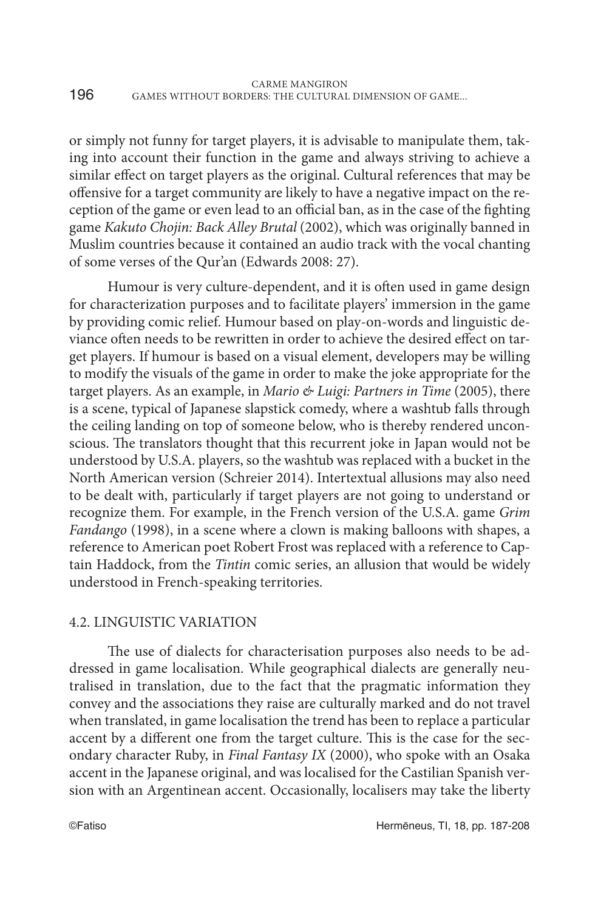or simply not funny for target players, it is advisable to manipulate them, taking into account their function in the game and always striving to achieve a similar effect on target players as the original. Cultural references that may be offensive for a target community are likely to have a negative impact on the reception of the game or even lead to an official ban, as in the case of the fighting game *Kakuto Chojin: Back Alley Brutal* (2002), which was originally banned in Muslim countries because it contained an audio track with the vocal chanting of some verses of the Qur'an (Edwards 2008: 27).

Humour is very culture-dependent, and it is often used in game design for characterization purposes and to facilitate players' immersion in the game by providing comic relief. Humour based on play-on-words and linguistic deviance often needs to be rewritten in order to achieve the desired effect on target players. If humour is based on a visual element, developers may be willing to modify the visuals of the game in order to make the joke appropriate for the target players. As an example, in *Mario & Luigi: Partners in Time* (2005), there is a scene, typical of Japanese slapstick comedy, where a washtub falls through the ceiling landing on top of someone below, who is thereby rendered unconscious. The translators thought that this recurrent joke in Japan would not be understood by U.S.A. players, so the washtub was replaced with a bucket in the North American version (Schreier 2014). Intertextual allusions may also need to be dealt with, particularly if target players are not going to understand or recognize them. For example, in the French version of the U.S.A. game *Grim Fandango* (1998), in a scene where a clown is making balloons with shapes, a reference to American poet Robert Frost was replaced with a reference to Captain Haddock, from the *Tintin* comic series, an allusion that would be widely understood in French-speaking territories.

## 4.2. LINGUISTIC VARIATION

The use of dialects for characterisation purposes also needs to be addressed in game localisation. While geographical dialects are generally neutralised in translation, due to the fact that the pragmatic information they convey and the associations they raise are culturally marked and do not travel when translated, in game localisation the trend has been to replace a particular accent by a different one from the target culture. This is the case for the secondary character Ruby, in *Final Fantasy IX* (2000), who spoke with an Osaka accent in the Japanese original, and was localised for the Castilian Spanish version with an Argentinean accent. Occasionally, localisers may take the liberty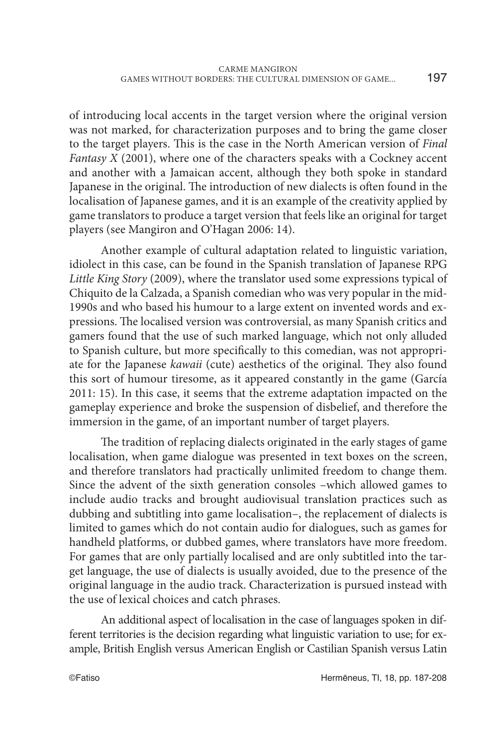of introducing local accents in the target version where the original version was not marked, for characterization purposes and to bring the game closer to the target players. This is the case in the North American version of *Final Fantasy X* (2001), where one of the characters speaks with a Cockney accent and another with a Jamaican accent, although they both spoke in standard Japanese in the original. The introduction of new dialects is often found in the localisation of Japanese games, and it is an example of the creativity applied by game translators to produce a target version that feels like an original for target players (see Mangiron and O'Hagan 2006: 14).

Another example of cultural adaptation related to linguistic variation, idiolect in this case, can be found in the Spanish translation of Japanese RPG *Little King Story* (2009), where the translator used some expressions typical of Chiquito de la Calzada, a Spanish comedian who was very popular in the mid-1990s and who based his humour to a large extent on invented words and expressions. The localised version was controversial, as many Spanish critics and gamers found that the use of such marked language, which not only alluded to Spanish culture, but more specifically to this comedian, was not appropriate for the Japanese *kawaii* (cute) aesthetics of the original. They also found this sort of humour tiresome, as it appeared constantly in the game (García 2011: 15). In this case, it seems that the extreme adaptation impacted on the gameplay experience and broke the suspension of disbelief, and therefore the immersion in the game, of an important number of target players.

The tradition of replacing dialects originated in the early stages of game localisation, when game dialogue was presented in text boxes on the screen, and therefore translators had practically unlimited freedom to change them. Since the advent of the sixth generation consoles –which allowed games to include audio tracks and brought audiovisual translation practices such as dubbing and subtitling into game localisation–, the replacement of dialects is limited to games which do not contain audio for dialogues, such as games for handheld platforms, or dubbed games, where translators have more freedom. For games that are only partially localised and are only subtitled into the target language, the use of dialects is usually avoided, due to the presence of the original language in the audio track. Characterization is pursued instead with the use of lexical choices and catch phrases.

An additional aspect of localisation in the case of languages spoken in different territories is the decision regarding what linguistic variation to use; for example, British English versus American English or Castilian Spanish versus Latin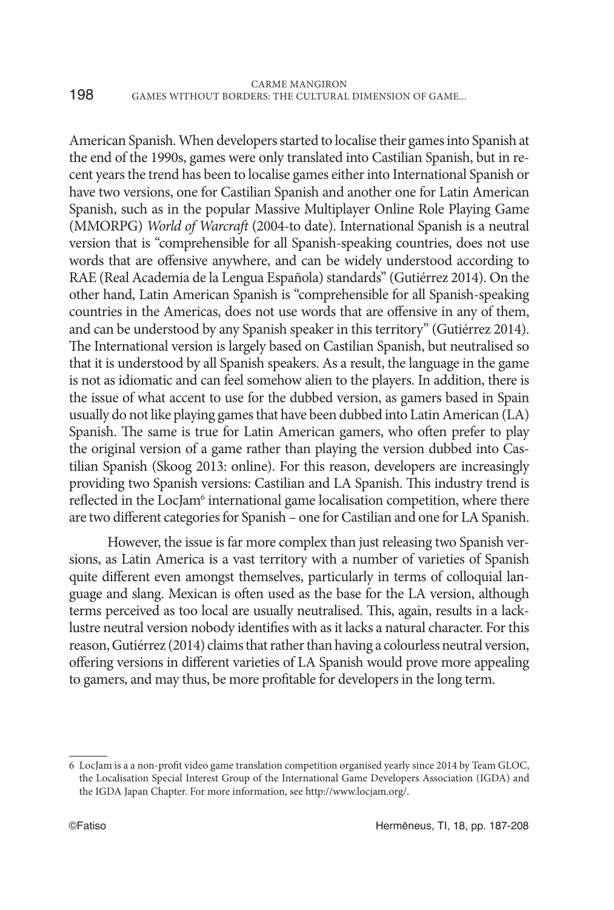American Spanish. When developers started to localise their games into Spanish at the end of the 1990s, games were only translated into Castilian Spanish, but in recent years the trend has been to localise games either into International Spanish or have two versions, one for Castilian Spanish and another one for Latin American Spanish, such as in the popular Massive Multiplayer Online Role Playing Game (MMORPG) *World of Warcraft* (2004-to date). International Spanish is a neutral version that is "comprehensible for all Spanish-speaking countries, does not use words that are offensive anywhere, and can be widely understood according to RAE (Real Academia de la Lengua Española) standards" (Gutiérrez 2014). On the other hand, Latin American Spanish is "comprehensible for all Spanish-speaking countries in the Americas, does not use words that are offensive in any of them, and can be understood by any Spanish speaker in this territory" (Gutiérrez 2014). The International version is largely based on Castilian Spanish, but neutralised so that it is understood by all Spanish speakers. As a result, the language in the game is not as idiomatic and can feel somehow alien to the players. In addition, there is the issue of what accent to use for the dubbed version, as gamers based in Spain usually do not like playing games that have been dubbed into Latin American (LA) Spanish. The same is true for Latin American gamers, who often prefer to play the original version of a game rather than playing the version dubbed into Castilian Spanish (Skoog 2013: online). For this reason, developers are increasingly providing two Spanish versions: Castilian and LA Spanish. This industry trend is reflected in the LocJam[6] international game localisation competition, where there are two different categories for Spanish – one for Castilian and one for LA Spanish.

However, the issue is far more complex than just releasing two Spanish versions, as Latin America is a vast territory with a number of varieties of Spanish quite different even amongst themselves, particularly in terms of colloquial language and slang. Mexican is often used as the base for the LA version, although terms perceived as too local are usually neutralised. This, again, results in a lacklustre neutral version nobody identifies with as it lacks a natural character. For this reason, Gutiérrez (2014) claims that rather than having a colourless neutral version, offering versions in different varieties of LA Spanish would prove more appealing to gamers, and may thus, be more profitable for developers in the long term.

---

6 LocJam is a a non-profit video game translation competition organised yearly since 2014 by Team GLOC, the Localisation Special Interest Group of the International Game Developers Association (IGDA) and the IGDA Japan Chapter. For more information, see http://www.locjam.org/.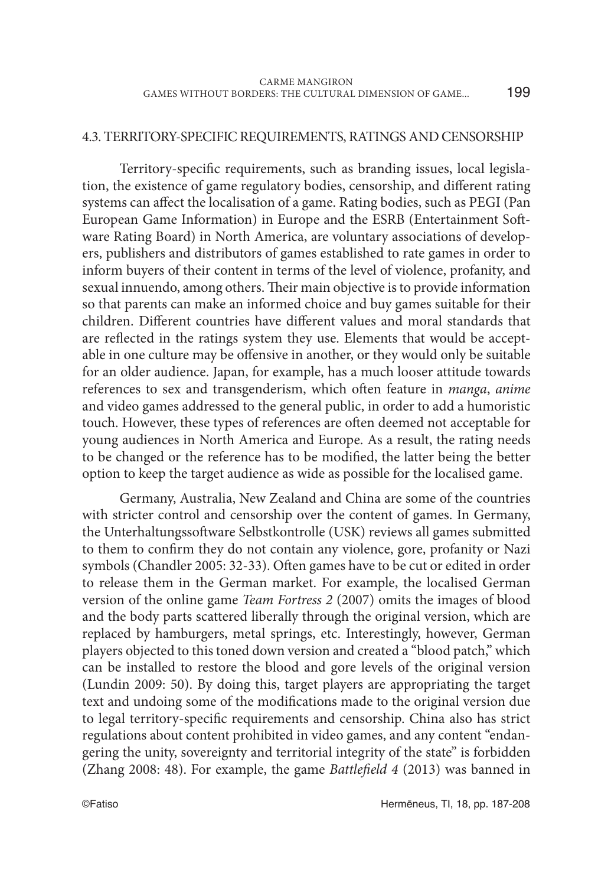### 4.3. TERRITORY-SPECIFIC REQUIREMENTS, RATINGS AND CENSORSHIP

Territory-specific requirements, such as branding issues, local legislation, the existence of game regulatory bodies, censorship, and different rating systems can affect the localisation of a game. Rating bodies, such as PEGI (Pan European Game Information) in Europe and the ESRB (Entertainment Software Rating Board) in North America, are voluntary associations of developers, publishers and distributors of games established to rate games in order to inform buyers of their content in terms of the level of violence, profanity, and sexual innuendo, among others. Their main objective is to provide information so that parents can make an informed choice and buy games suitable for their children. Different countries have different values and moral standards that are reflected in the ratings system they use. Elements that would be acceptable in one culture may be offensive in another, or they would only be suitable for an older audience. Japan, for example, has a much looser attitude towards references to sex and transgenderism, which often feature in *manga*, *anime* and video games addressed to the general public, in order to add a humoristic touch. However, these types of references are often deemed not acceptable for young audiences in North America and Europe. As a result, the rating needs to be changed or the reference has to be modified, the latter being the better option to keep the target audience as wide as possible for the localised game.

Germany, Australia, New Zealand and China are some of the countries with stricter control and censorship over the content of games. In Germany, the Unterhaltungssoftware Selbstkontrolle (USK) reviews all games submitted to them to confirm they do not contain any violence, gore, profanity or Nazi symbols (Chandler 2005: 32-33). Often games have to be cut or edited in order to release them in the German market. For example, the localised German version of the online game *Team Fortress 2* (2007) omits the images of blood and the body parts scattered liberally through the original version, which are replaced by hamburgers, metal springs, etc. Interestingly, however, German players objected to this toned down version and created a "blood patch," which can be installed to restore the blood and gore levels of the original version (Lundin 2009: 50). By doing this, target players are appropriating the target text and undoing some of the modifications made to the original version due to legal territory-specific requirements and censorship. China also has strict regulations about content prohibited in video games, and any content "endangering the unity, sovereignty and territorial integrity of the state" is forbidden (Zhang 2008: 48). For example, the game *Battlefield 4* (2013) was banned in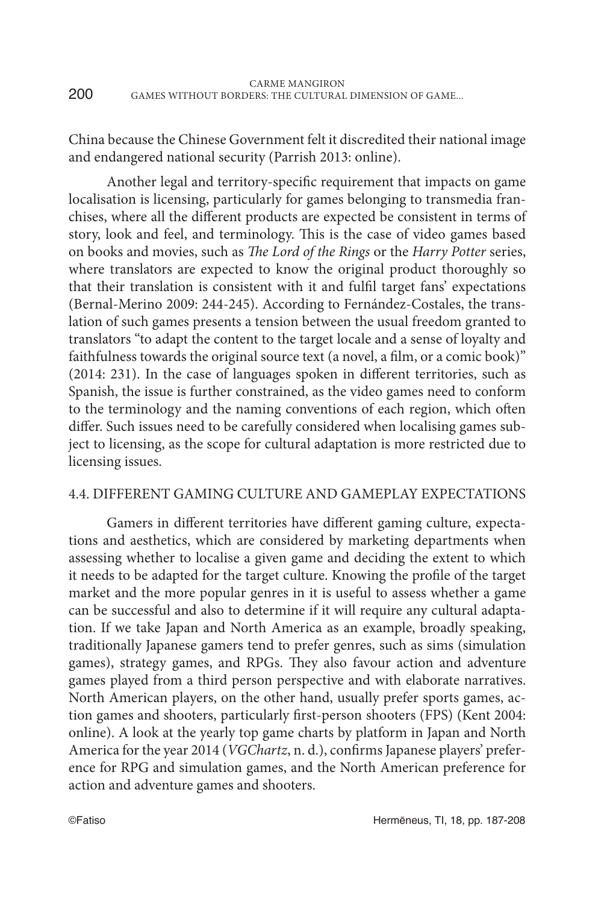China because the Chinese Government felt it discredited their national image and endangered national security (Parrish 2013: online).

Another legal and territory-specific requirement that impacts on game localisation is licensing, particularly for games belonging to transmedia franchises, where all the different products are expected be consistent in terms of story, look and feel, and terminology. This is the case of video games based on books and movies, such as *The Lord of the Rings* or the *Harry Potter* series, where translators are expected to know the original product thoroughly so that their translation is consistent with it and fulfil target fans' expectations (Bernal-Merino 2009: 244-245). According to Fernández-Costales, the translation of such games presents a tension between the usual freedom granted to translators "to adapt the content to the target locale and a sense of loyalty and faithfulness towards the original source text (a novel, a film, or a comic book)" (2014: 231). In the case of languages spoken in different territories, such as Spanish, the issue is further constrained, as the video games need to conform to the terminology and the naming conventions of each region, which often differ. Such issues need to be carefully considered when localising games subject to licensing, as the scope for cultural adaptation is more restricted due to licensing issues.

### 4.4. DIFFERENT GAMING CULTURE AND GAMEPLAY EXPECTATIONS

Gamers in different territories have different gaming culture, expectations and aesthetics, which are considered by marketing departments when assessing whether to localise a given game and deciding the extent to which it needs to be adapted for the target culture. Knowing the profile of the target market and the more popular genres in it is useful to assess whether a game can be successful and also to determine if it will require any cultural adaptation. If we take Japan and North America as an example, broadly speaking, traditionally Japanese gamers tend to prefer genres, such as sims (simulation games), strategy games, and RPGs. They also favour action and adventure games played from a third person perspective and with elaborate narratives. North American players, on the other hand, usually prefer sports games, action games and shooters, particularly first-person shooters (FPS) (Kent 2004: online). A look at the yearly top game charts by platform in Japan and North America for the year 2014 (*VGChartz*, n. d.), confirms Japanese players' preference for RPG and simulation games, and the North American preference for action and adventure games and shooters.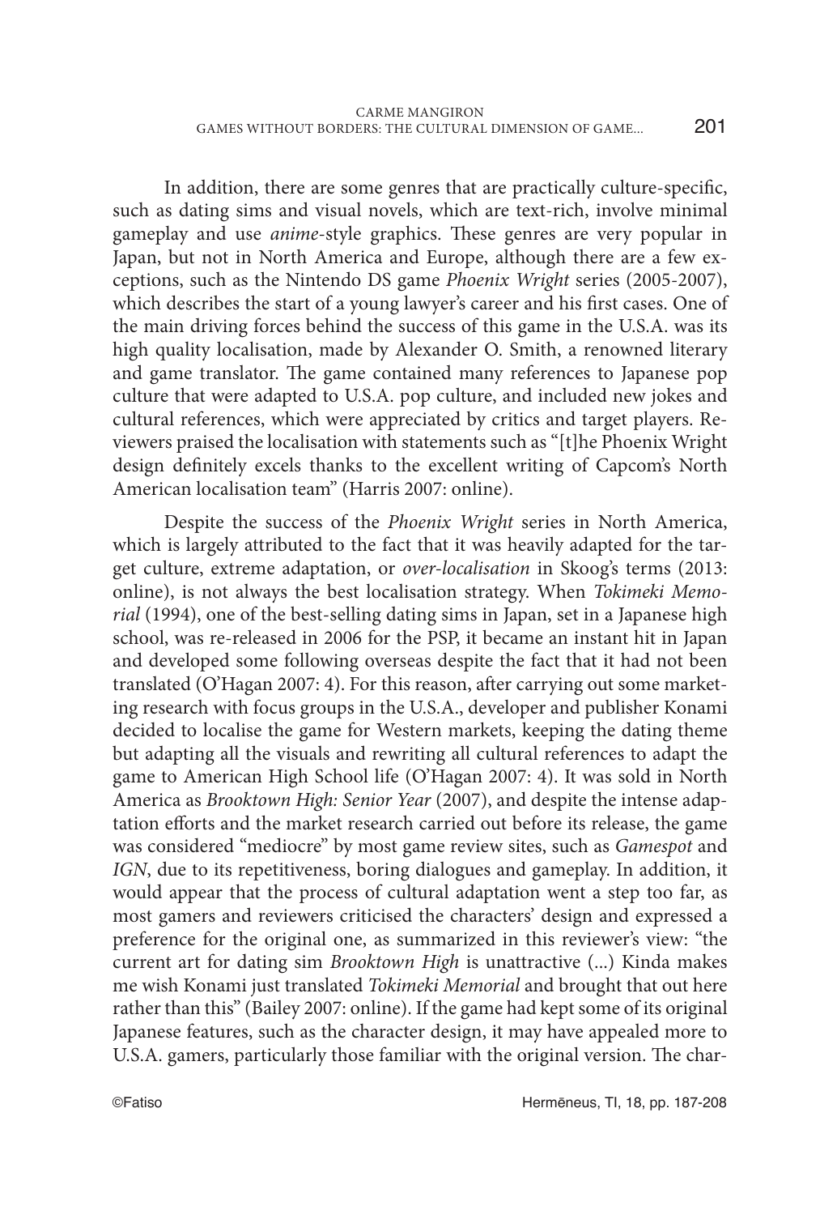In addition, there are some genres that are practically culture-specific, such as dating sims and visual novels, which are text-rich, involve minimal gameplay and use *anime*-style graphics. These genres are very popular in Japan, but not in North America and Europe, although there are a few exceptions, such as the Nintendo DS game *Phoenix Wright* series (2005-2007), which describes the start of a young lawyer's career and his first cases. One of the main driving forces behind the success of this game in the U.S.A. was its high quality localisation, made by Alexander O. Smith, a renowned literary and game translator. The game contained many references to Japanese pop culture that were adapted to U.S.A. pop culture, and included new jokes and cultural references, which were appreciated by critics and target players. Reviewers praised the localisation with statements such as "[t]he Phoenix Wright design definitely excels thanks to the excellent writing of Capcom's North American localisation team" (Harris 2007: online).

Despite the success of the *Phoenix Wright* series in North America, which is largely attributed to the fact that it was heavily adapted for the target culture, extreme adaptation, or *over-localisation* in Skoog's terms (2013: online), is not always the best localisation strategy. When *Tokimeki Memorial* (1994), one of the best-selling dating sims in Japan, set in a Japanese high school, was re-released in 2006 for the PSP, it became an instant hit in Japan and developed some following overseas despite the fact that it had not been translated (O'Hagan 2007: 4). For this reason, after carrying out some marketing research with focus groups in the U.S.A., developer and publisher Konami decided to localise the game for Western markets, keeping the dating theme but adapting all the visuals and rewriting all cultural references to adapt the game to American High School life (O'Hagan 2007: 4). It was sold in North America as *Brooktown High: Senior Year* (2007), and despite the intense adaptation efforts and the market research carried out before its release, the game was considered "mediocre" by most game review sites, such as *Gamespot* and *IGN*, due to its repetitiveness, boring dialogues and gameplay. In addition, it would appear that the process of cultural adaptation went a step too far, as most gamers and reviewers criticised the characters' design and expressed a preference for the original one, as summarized in this reviewer's view: "the current art for dating sim *Brooktown High* is unattractive (...) Kinda makes me wish Konami just translated *Tokimeki Memorial* and brought that out here rather than this" (Bailey 2007: online). If the game had kept some of its original Japanese features, such as the character design, it may have appealed more to U.S.A. gamers, particularly those familiar with the original version. The char-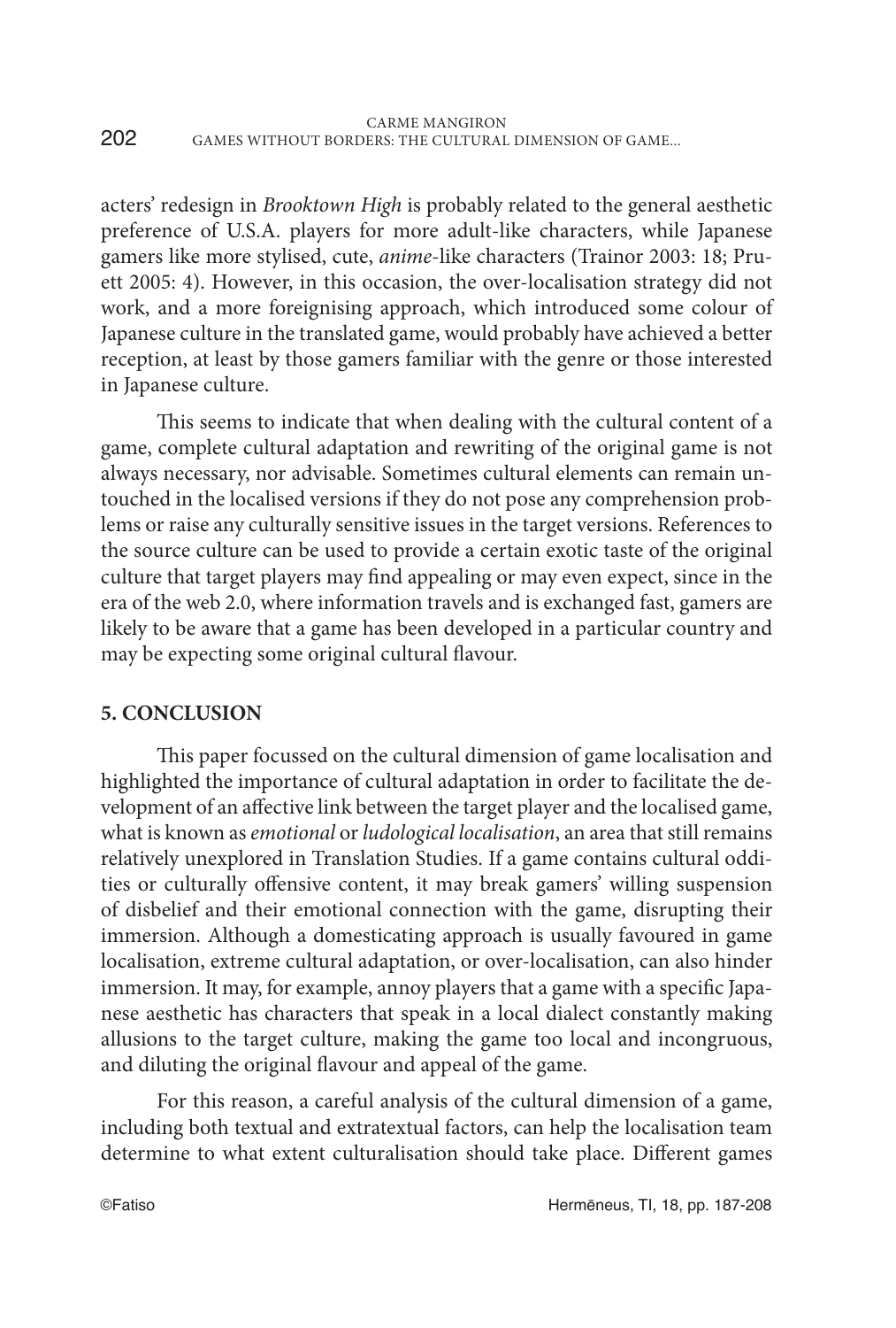acters' redesign in *Brooktown High* is probably related to the general aesthetic preference of U.S.A. players for more adult-like characters, while Japanese gamers like more stylised, cute, *anime*-like characters (Trainor 2003: 18; Pruett 2005: 4). However, in this occasion, the over-localisation strategy did not work, and a more foreignising approach, which introduced some colour of Japanese culture in the translated game, would probably have achieved a better reception, at least by those gamers familiar with the genre or those interested in Japanese culture.

This seems to indicate that when dealing with the cultural content of a game, complete cultural adaptation and rewriting of the original game is not always necessary, nor advisable. Sometimes cultural elements can remain untouched in the localised versions if they do not pose any comprehension problems or raise any culturally sensitive issues in the target versions. References to the source culture can be used to provide a certain exotic taste of the original culture that target players may find appealing or may even expect, since in the era of the web 2.0, where information travels and is exchanged fast, gamers are likely to be aware that a game has been developed in a particular country and may be expecting some original cultural flavour.

## 5. CONCLUSION

This paper focussed on the cultural dimension of game localisation and highlighted the importance of cultural adaptation in order to facilitate the development of an affective link between the target player and the localised game, what is known as *emotional* or *ludological localisation*, an area that still remains relatively unexplored in Translation Studies. If a game contains cultural oddities or culturally offensive content, it may break gamers' willing suspension of disbelief and their emotional connection with the game, disrupting their immersion. Although a domesticating approach is usually favoured in game localisation, extreme cultural adaptation, or over-localisation, can also hinder immersion. It may, for example, annoy players that a game with a specific Japanese aesthetic has characters that speak in a local dialect constantly making allusions to the target culture, making the game too local and incongruous, and diluting the original flavour and appeal of the game.

For this reason, a careful analysis of the cultural dimension of a game, including both textual and extratextual factors, can help the localisation team determine to what extent culturalisation should take place. Different games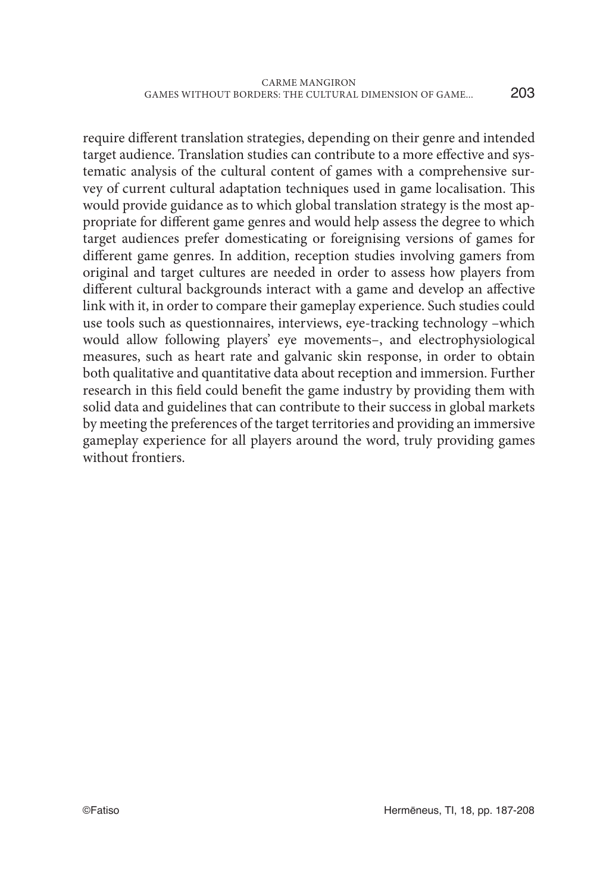require different translation strategies, depending on their genre and intended target audience. Translation studies can contribute to a more effective and systematic analysis of the cultural content of games with a comprehensive survey of current cultural adaptation techniques used in game localisation. This would provide guidance as to which global translation strategy is the most appropriate for different game genres and would help assess the degree to which target audiences prefer domesticating or foreignising versions of games for different game genres. In addition, reception studies involving gamers from original and target cultures are needed in order to assess how players from different cultural backgrounds interact with a game and develop an affective link with it, in order to compare their gameplay experience. Such studies could use tools such as questionnaires, interviews, eye-tracking technology –which would allow following players' eye movements–, and electrophysiological measures, such as heart rate and galvanic skin response, in order to obtain both qualitative and quantitative data about reception and immersion. Further research in this field could benefit the game industry by providing them with solid data and guidelines that can contribute to their success in global markets by meeting the preferences of the target territories and providing an immersive gameplay experience for all players around the word, truly providing games without frontiers.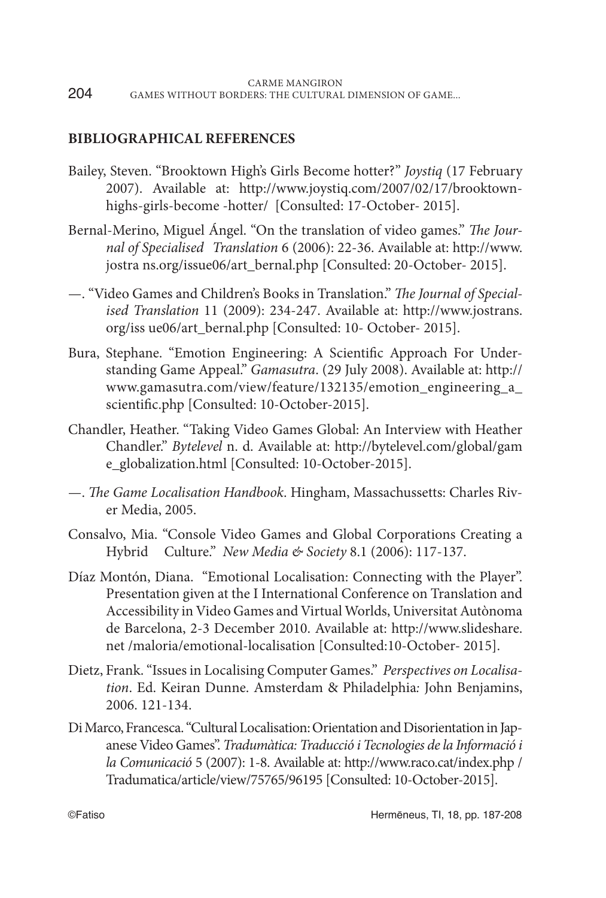**BIBLIOGRAPHICAL REFERENCES**

Bailey, Steven. "Brooktown High's Girls Become hotter?" *Joystiq* (17 February 2007). Available at: http://www.joystiq.com/2007/02/17/brooktown-highs-girls-become -hotter/ [Consulted: 17-October- 2015].

Bernal-Merino, Miguel Ángel. "On the translation of video games." *The Journal of Specialised Translation* 6 (2006): 22-36. Available at: http://www.jostra ns.org/issue06/art_bernal.php [Consulted: 20-October- 2015].

—. "Video Games and Children's Books in Translation." *The Journal of Specialised Translation* 11 (2009): 234-247. Available at: http://www.jostrans.org/iss ue06/art_bernal.php [Consulted: 10- October- 2015].

Bura, Stephane. "Emotion Engineering: A Scientific Approach For Understanding Game Appeal." *Gamasutra*. (29 July 2008). Available at: http://www.gamasutra.com/view/feature/132135/emotion_engineering_a_scientific.php [Consulted: 10-October-2015].

Chandler, Heather. "Taking Video Games Global: An Interview with Heather Chandler." *Bytelevel* n. d. Available at: http://bytelevel.com/global/game_globalization.html [Consulted: 10-October-2015].

—. *The Game Localisation Handbook*. Hingham, Massachussetts: Charles River Media, 2005.

Consalvo, Mia. "Console Video Games and Global Corporations Creating a Hybrid Culture." *New Media & Society* 8.1 (2006): 117-137.

Díaz Montón, Diana. "Emotional Localisation: Connecting with the Player". Presentation given at the I International Conference on Translation and Accessibility in Video Games and Virtual Worlds, Universitat Autònoma de Barcelona, 2-3 December 2010. Available at: http://www.slideshare.net /maloria/emotional-localisation [Consulted:10-October- 2015].

Dietz, Frank. "Issues in Localising Computer Games." *Perspectives on Localisation*. Ed. Keiran Dunne. Amsterdam & Philadelphia: John Benjamins, 2006. 121-134.

Di Marco, Francesca. "Cultural Localisation: Orientation and Disorientation in Japanese Video Games". *Tradumàtica: Traducció i Tecnologies de la Informació i la Comunicació* 5 (2007): 1-8. Available at: http://www.raco.cat/index.php / Tradumatica/article/view/75765/96195 [Consulted: 10-October-2015].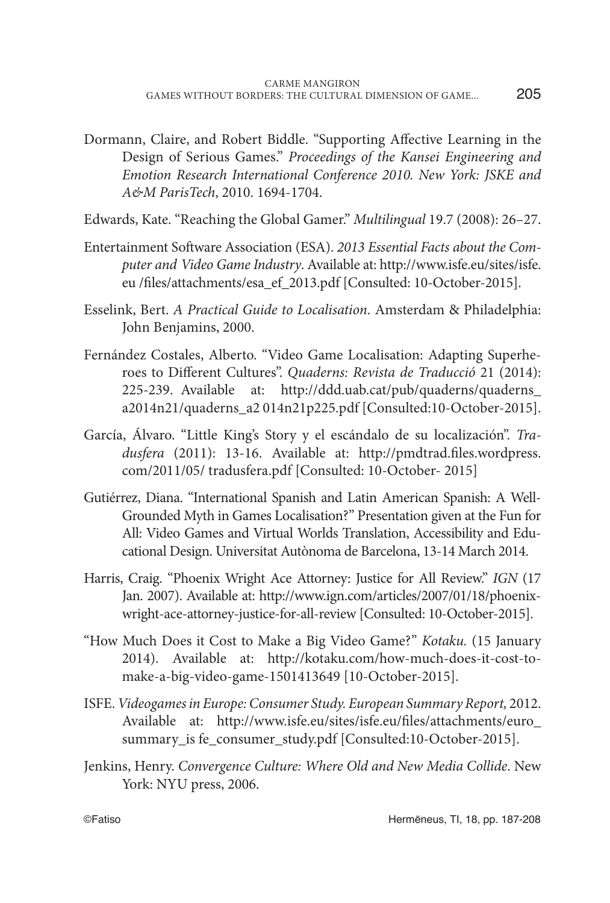Dormann, Claire, and Robert Biddle. "Supporting Affective Learning in the Design of Serious Games." *Proceedings of the Kansei Engineering and Emotion Research International Conference 2010. New York: JSKE and A&M ParisTech*, 2010. 1694-1704.

Edwards, Kate. "Reaching the Global Gamer." *Multilingual* 19.7 (2008): 26–27.

Entertainment Software Association (ESA). *2013 Essential Facts about the Computer and Video Game Industry*. Available at: http://www.isfe.eu/sites/isfe.eu /files/attachments/esa_ef_2013.pdf [Consulted: 10-October-2015].

Esselink, Bert. *A Practical Guide to Localisation*. Amsterdam & Philadelphia: John Benjamins, 2000.

Fernández Costales, Alberto. "Video Game Localisation: Adapting Superheroes to Different Cultures". *Quaderns: Revista de Traducció* 21 (2014): 225-239. Available at: http://ddd.uab.cat/pub/quaderns/quaderns_a2014n21/quaderns_a2 014n21p225.pdf [Consulted:10-October-2015].

García, Álvaro. "Little King's Story y el escándalo de su localización". *Tradusfera* (2011): 13-16. Available at: http://pmdtrad.files.wordpress.com/2011/05/ tradusfera.pdf [Consulted: 10-October- 2015]

Gutiérrez, Diana. "International Spanish and Latin American Spanish: A Well-Grounded Myth in Games Localisation?" Presentation given at the Fun for All: Video Games and Virtual Worlds Translation, Accessibility and Educational Design. Universitat Autònoma de Barcelona, 13-14 March 2014.

Harris, Craig. "Phoenix Wright Ace Attorney: Justice for All Review." *IGN* (17 Jan. 2007). Available at: http://www.ign.com/articles/2007/01/18/phoenix-wright-ace-attorney-justice-for-all-review [Consulted: 10-October-2015].

"How Much Does it Cost to Make a Big Video Game?" *Kotaku*. (15 January 2014). Available at: http://kotaku.com/how-much-does-it-cost-to-make-a-big-video-game-1501413649 [10-October-2015].

ISFE. *Videogames in Europe: Consumer Study. European Summary Report*, 2012. Available at: http://www.isfe.eu/sites/isfe.eu/files/attachments/euro_summary_is fe_consumer_study.pdf [Consulted:10-October-2015].

Jenkins, Henry. *Convergence Culture: Where Old and New Media Collide*. New York: NYU press, 2006.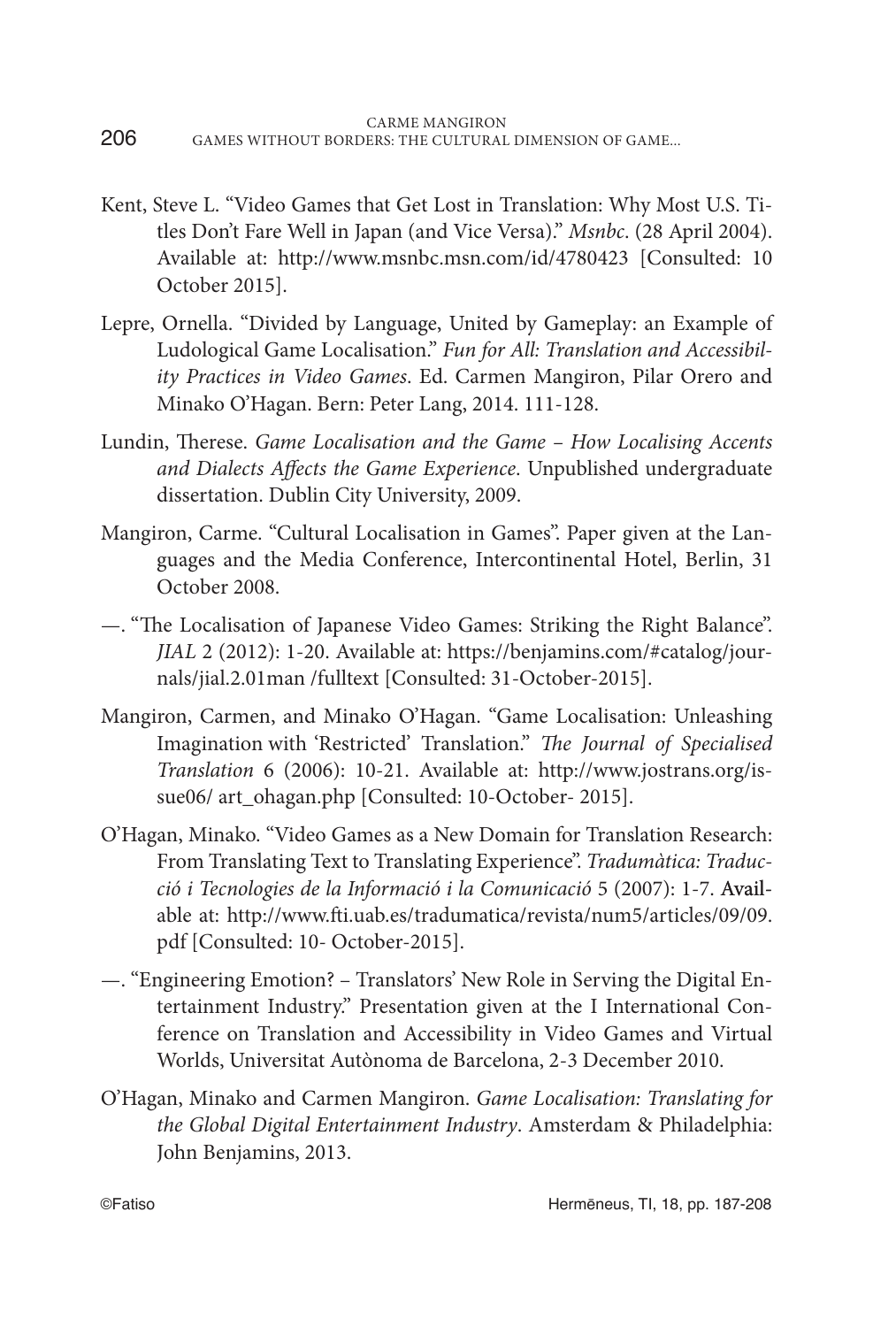Kent, Steve L. "Video Games that Get Lost in Translation: Why Most U.S. Titles Don't Fare Well in Japan (and Vice Versa)." *Msnbc*. (28 April 2004). Available at: http://www.msnbc.msn.com/id/4780423 [Consulted: 10 October 2015].

Lepre, Ornella. "Divided by Language, United by Gameplay: an Example of Ludological Game Localisation." *Fun for All: Translation and Accessibility Practices in Video Games*. Ed. Carmen Mangiron, Pilar Orero and Minako O'Hagan. Bern: Peter Lang, 2014. 111-128.

Lundin, Therese. *Game Localisation and the Game – How Localising Accents and Dialects Affects the Game Experience*. Unpublished undergraduate dissertation. Dublin City University, 2009.

Mangiron, Carme. "Cultural Localisation in Games". Paper given at the Languages and the Media Conference, Intercontinental Hotel, Berlin, 31 October 2008.

—. "The Localisation of Japanese Video Games: Striking the Right Balance". *JIAL* 2 (2012): 1-20. Available at: https://benjamins.com/#catalog/journals/jial.2.01man /fulltext [Consulted: 31-October-2015].

Mangiron, Carmen, and Minako O'Hagan. "Game Localisation: Unleashing Imagination with 'Restricted' Translation." *The Journal of Specialised Translation* 6 (2006): 10-21. Available at: http://www.jostrans.org/issue06/ art_ohagan.php [Consulted: 10-October- 2015].

O'Hagan, Minako. "Video Games as a New Domain for Translation Research: From Translating Text to Translating Experience". *Tradumàtica: Traducció i Tecnologies de la Informació i la Comunicació* 5 (2007): 1-7. Available at: http://www.fti.uab.es/tradumatica/revista/num5/articles/09/09.pdf [Consulted: 10- October-2015].

—. "Engineering Emotion? – Translators' New Role in Serving the Digital Entertainment Industry." Presentation given at the I International Conference on Translation and Accessibility in Video Games and Virtual Worlds, Universitat Autònoma de Barcelona, 2-3 December 2010.

O'Hagan, Minako and Carmen Mangiron. *Game Localisation: Translating for the Global Digital Entertainment Industry*. Amsterdam & Philadelphia: John Benjamins, 2013.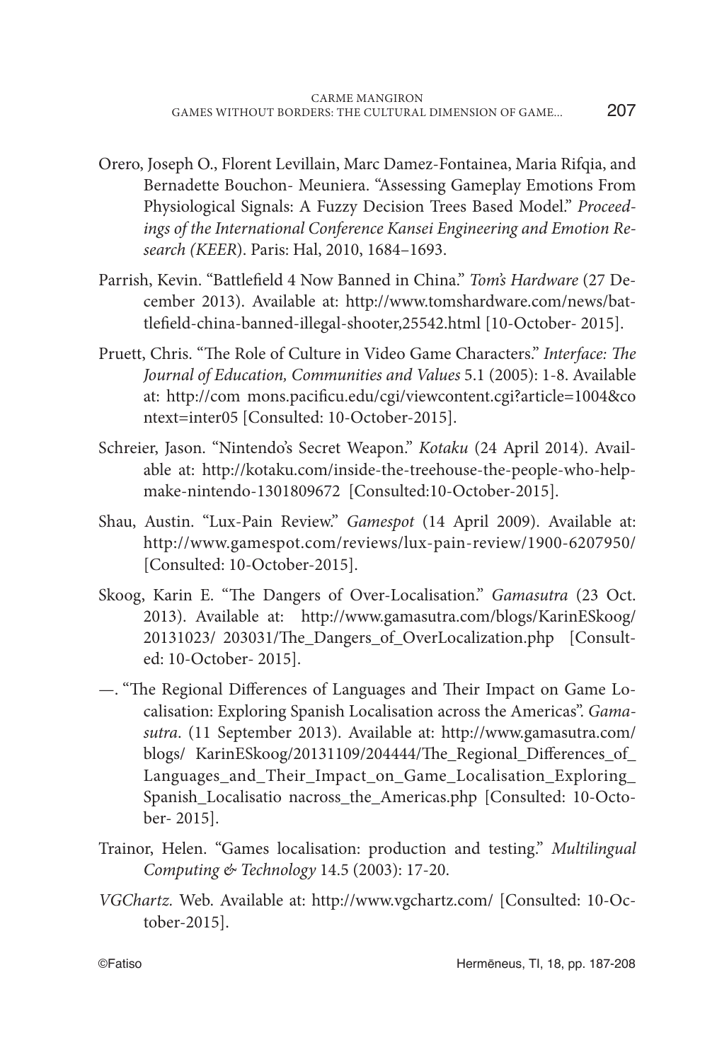Orero, Joseph O., Florent Levillain, Marc Damez-Fontainea, Maria Rifqia, and Bernadette Bouchon- Meuniera. "Assessing Gameplay Emotions From Physiological Signals: A Fuzzy Decision Trees Based Model." *Proceedings of the International Conference Kansei Engineering and Emotion Research (KEER*). Paris: Hal, 2010, 1684–1693.

Parrish, Kevin. "Battlefield 4 Now Banned in China." *Tom's Hardware* (27 December 2013). Available at: http://www.tomshardware.com/news/battlefield-china-banned-illegal-shooter,25542.html [10-October- 2015].

Pruett, Chris. "The Role of Culture in Video Game Characters." *Interface: The Journal of Education, Communities and Values* 5.1 (2005): 1-8. Available at: http://com mons.pacificu.edu/cgi/viewcontent.cgi?article=1004&context=inter05 [Consulted: 10-October-2015].

Schreier, Jason. "Nintendo's Secret Weapon." *Kotaku* (24 April 2014). Available at: http://kotaku.com/inside-the-treehouse-the-people-who-helpmake-nintendo-1301809672 [Consulted:10-October-2015].

Shau, Austin. "Lux-Pain Review." *Gamespot* (14 April 2009). Available at: http://www.gamespot.com/reviews/lux-pain-review/1900-6207950/ [Consulted: 10-October-2015].

Skoog, Karin E. "The Dangers of Over-Localisation." *Gamasutra* (23 Oct. 2013). Available at: http://www.gamasutra.com/blogs/KarinESkoog/20131023/ 203031/The_Dangers_of_OverLocalization.php [Consulted: 10-October- 2015].

—. "The Regional Differences of Languages and Their Impact on Game Localisation: Exploring Spanish Localisation across the Americas". *Gamasutra*. (11 September 2013). Available at: http://www.gamasutra.com/blogs/ KarinESkoog/20131109/204444/The_Regional_Differences_of_Languages_and_Their_Impact_on_Game_Localisation_Exploring_Spanish_Localisatio nacross_the_Americas.php [Consulted: 10-October- 2015].

Trainor, Helen. "Games localisation: production and testing." *Multilingual Computing & Technology* 14.5 (2003): 17-20.

*VGChartz*. Web. Available at: http://www.vgchartz.com/ [Consulted: 10-October-2015].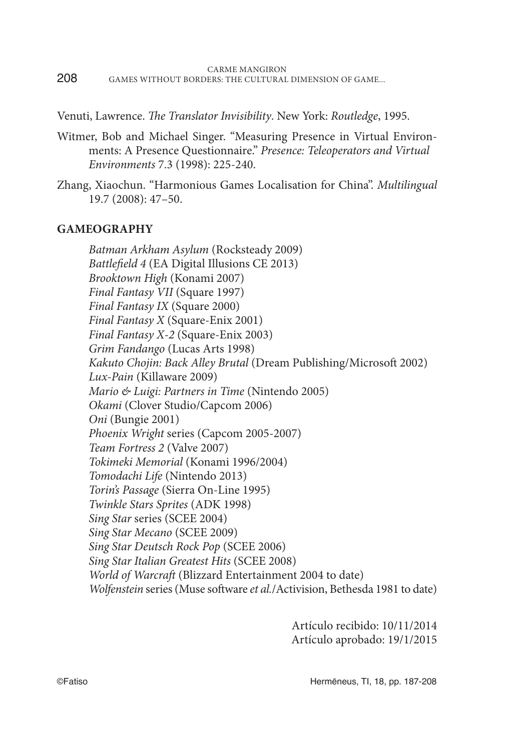Venuti, Lawrence. *The Translator Invisibility*. New York: *Routledge*, 1995.

Witmer, Bob and Michael Singer. "Measuring Presence in Virtual Environments: A Presence Questionnaire." *Presence: Teleoperators and Virtual Environments* 7.3 (1998): 225-240.

Zhang, Xiaochun. "Harmonious Games Localisation for China". *Multilingual* 19.7 (2008): 47–50.

**GAMEOGRAPHY**

*Batman Arkham Asylum* (Rocksteady 2009)
*Battlefield 4* (EA Digital Illusions CE 2013)
*Brooktown High* (Konami 2007)
*Final Fantasy VII* (Square 1997)
*Final Fantasy IX* (Square 2000)
*Final Fantasy X* (Square-Enix 2001)
*Final Fantasy X-2* (Square-Enix 2003)
*Grim Fandango* (Lucas Arts 1998)
*Kakuto Chojin: Back Alley Brutal* (Dream Publishing/Microsoft 2002)
*Lux-Pain* (Killaware 2009)
*Mario & Luigi: Partners in Time* (Nintendo 2005)
*Okami* (Clover Studio/Capcom 2006)
*Oni* (Bungie 2001)
*Phoenix Wright* series (Capcom 2005-2007)
*Team Fortress 2* (Valve 2007)
*Tokimeki Memorial* (Konami 1996/2004)
*Tomodachi Life* (Nintendo 2013)
*Torin's Passage* (Sierra On-Line 1995)
*Twinkle Stars Sprites* (ADK 1998)
*Sing Star* series (SCEE 2004)
*Sing Star Mecano* (SCEE 2009)
*Sing Star Deutsch Rock Pop* (SCEE 2006)
*Sing Star Italian Greatest Hits* (SCEE 2008)
*World of Warcraft* (Blizzard Entertainment 2004 to date)
*Wolfenstein* series (Muse software *et al.*/Activision, Bethesda 1981 to date)

Artículo recibido: 10/11/2014
Artículo aprobado: 19/1/2015